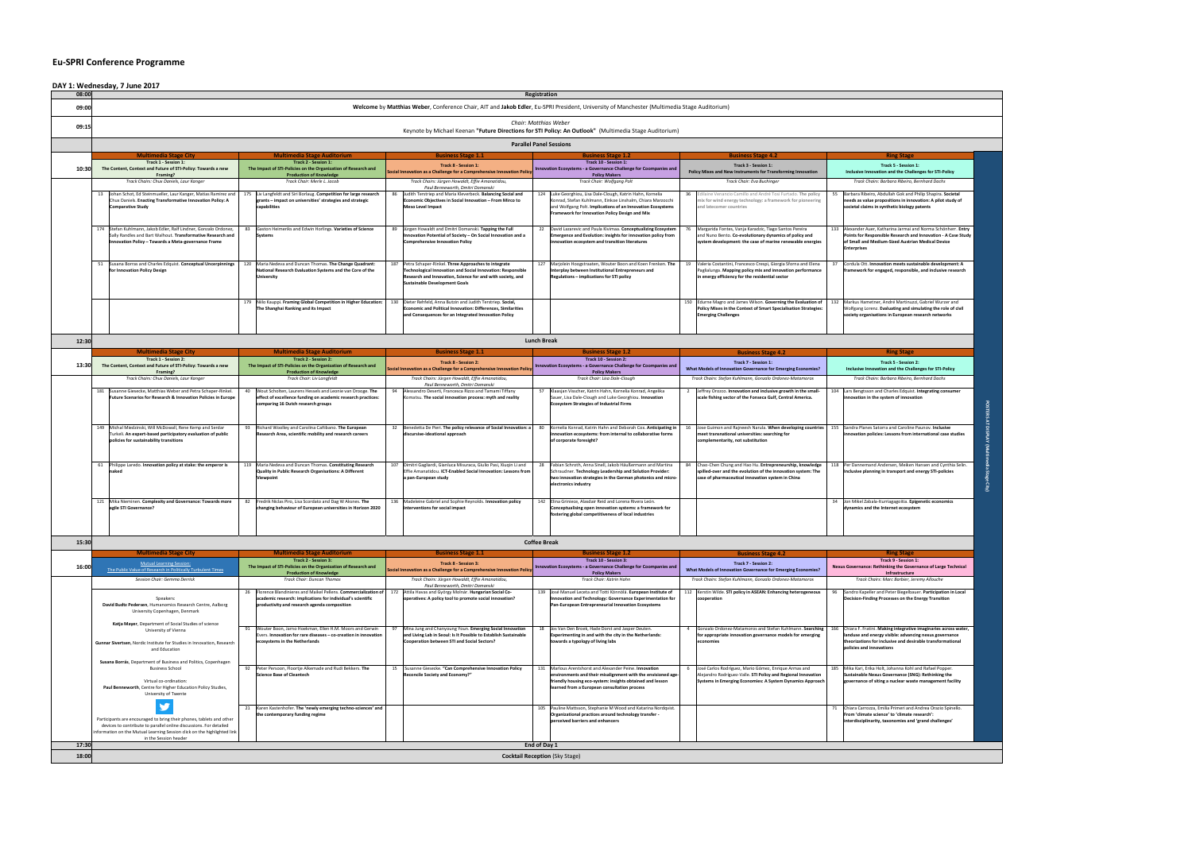# Eu-SPRI Conference Programme

## DAY 1: Wednesday, 7 June 2017

| Time | | | | | | |
|---|---|---|---|---|---|---|
| 08:00 | Registration | | | | | |
| 09:00 | Welcome by Matthias Weber, Conference Chair, AIT and Jakob Edler, Eu-SPRI President, University of Manchester (Multimedia Stage Auditorium) | | | | | |
| 09:15 | *Chair: Matthias Weber* Keynote by Michael Keenan "Future Directions for STI Policy: An Outlook" (Multimedia Stage Auditorium) | | | | | |
| | Parallel Panel Sessions | | | | | |
| | **Multimedia Stage City** | **Multimedia Stage Auditorium** | **Business Stage 1.1** | **Business Stage 1.2** | **Business Stage 4.2** | **Ring Stage** |
| 10:30 | **Track 1 - Session 1: The Content, Context and Future of STI-Policy: Towards a new Framing?** | **Track 2 - Session 1: The Impact of STI-Policies on the Organization of Research and Production of Knowledge** | **Track 8 - Session 1: Social Innovation as a Challenge for a Comprehensive Innovation Policy** | **Track 10 - Session 1: Innovation Ecosystems - a Governance Challenge for Companies and Policy Makers** | **Track 3 - Session 1: Policy Mixes and New Instruments for Transforming Innovation** | **Track 5 - Session 1: Inclusive Innovation and the Challenges for STI-Policy** |
| | *Track Chairs: Chux Daniels, Laur Kanger* | *Track Chair: Merle L. Jacob* | *Track Chairs: Jürgen Howaldt, Effie Amanatidou, Paul Benneworth, Dmitri Domanski* | *Track Chair: Wolfgang Polt* | *Track Chair: Eva Buchinger* | *Track Chairs: Barbara Ribeiro, Bernhard Dachs* |
| | 13 Johan Schot, Ed Steinmueller, Laur Kanger, Matias Ramirez and Chux Daniels. **Enacting Transformative Innovation Policy: A Comparative Study** | 175 Liv Langfeldt and Siri Borlaug. **Competition for large research grants – impact on universities' strategies and strategic capabilities** | 86 Judith Terstriep and Maria Kleverbeck. **Balancing Social and Economic Objectives in Social Innovation – From Mirco to Meso Level Impact** | 124 Luke Georghiou, Lisa Dale-Clough, Katrin Hahn, Kornelia Konrad, Stefan Kuhlmann, Einkoe Linshalm, Chiara Marzocchi and Wolfgang Polt. **Implications of an Innovation Ecosystems Framework for Innovation Policy Design and Mix** | 36 Edilaine Venancio Camillo and André Tosi Furtado. **The policy mix for wind energy technology: a framework for pioneering and latecomer countries** | 55 Barbara Ribeiro, Abdullah Gok and Philip Shapira. **Societal needs as value propositions in innovation: A pilot study of societal claims in synthetic biology patents** |
| | 174 Stefan Kuhlmann, Jakob Edler, Ralf Lindner, Gonzalo Ordonez, Sally Randles and Bart Walhout. **Transformative Research and Innovation Policy – Towards a Meta-governance Frame** | 83 Gaston Heimeriks and Edwin Horlings. **Varieties of Science Systems** | 89 Jürgen Howaldt and Dmitri Domanski. **Tapping the Full Innovation Potential of Society – On Social Innovation and a Comprehensive Innovation Policy** | 22 David Lazarevic and Paula Kivimaa. **Conceptualizing Ecosystem Emergence and Evolution: insights for innovation policy from innovation ecosystem and transition literatures** | 76 Margarida Fontes, Vanja Karadzic, Tiago Santos Pereira and Nuno Bento. **Co-evolutionary dynamics of policy and system development: the case of marine renewable energies** | 133 Alexander Auer, Katharina Jarmai and Norma Schönherr. **Entry Points for Responsible Research and Innovation - A Case Study of Small and Medium-Sized Austrian Medical Device Enterprises** |
| | 51 Susana Borras and Charles Edquist. **Conceptual Underpinnings for Innovation Policy Design** | 120 Maria Nedeva and Duncan Thomas. **The Change Quadrant: National Research Evaluation Systems and the Core of the University** | 187 Petra Schaper-Rinkel. **Three Approaches to integrate Technological Innovation and Social Innovation: Responsible Research and Innovation, Science for and with society, and Sustainable Development Goals** | 127 Marjolein Hoogstraaten, Wouter Boon and Koen Frenken. **The Interplay between Institutional Entrepreneurs and Regulations – implications for STI policy** | 19 Valeria Costantini, Francesco Crespi, Giorgia Sforna and Elena Paglialunga. **Mapping policy mix and innovation performance in energy efficiency for the residential sector** | 37 Cordula Ott. **Innovation meets sustainable development: A framework for engaged, responsible, and inclusive research** |
| | | 179 Niilo Kauppi. **Framing Global Competition in Higher Education: The Shanghai Ranking and its Impact** | 130 Dieter Rehfeld, Anna Butzin and Judith Terstriep. **Social, Economic and Political Innovation: Differences, Similarities and Consequences for an Integrated Innovation Policy** | | 150 Edurne Magro and James Wilson. **Governing the Evaluation of Policy Mixes in the Context of Smart Specialisation Strategies: Emerging Challenges** | 132 Markus Hametner, André Martinuzzi, Gabriel Wurzer and Wolfgang Loreno. **Evaluating and simulating the role of civil society organisations in European research networks** |
| 12:30 | Lunch Break | | | | | |
| | **Multimedia Stage City** | **Multimedia Stage Auditorium** | **Business Stage 1.1** | **Business Stage 1.2** | **Business Stage 4.2** | **Ring Stage** |
| 13:30 | **Track 1 - Session 2: The Content, Context and Future of STI-Policy: Towards a new Framing?** | **Track 2 - Session 2: The Impact of STI-Policies on the Organization of Research and Production of Knowledge** | **Track 8 - Session 2: Social Innovation as a Challenge for a Comprehensive Innovation Policy** | **Track 10 - Session 2: Innovation Ecosystems - a Governance Challenge for Companies and Policy Makers** | **Track 7 - Session 1: What Models of Innovation Governance for Emerging Economies?** | **Track 5 - Session 2: Inclusive Innovation and the Challenges for STI-Policy** |
| | *Track Chairs: Chux Daniels, Laur Kanger* | *Track Chair: Liv Langfeldt* | *Track Chairs: Jürgen Howaldt, Effie Amanatidou, Paul Benneworth, Dmitri Domanski* | *Track Chair: Lisa Dale-Clough* | *Track Chairs: Stefan Kuhlmann, Gonzalo Ordonez-Matamoros* | *Track Chairs: Barbara Ribeiro, Bernhard Dachs* |
| | 181 Susanne Giesecke, Matthias Weber and Petra Schaper-Rinkel. **Future Scenarios for Research & Innovation Policies in Europe** | 40 Wout Scholten, Laurens Hessels and Leonie van Drooge. **The effect of excellence funding on academic research practices: comparing 16 Dutch research groups** | 94 Alessandro Deserti, Francesca Rizzo and Tamami Tiffany Komatsu. **The social innovation process: myth and reality** | 57 Klaasjan Visscher, Katrin Hahn, Kornelia Konrad, Angelika Sauer, Lisa Dale-Clough and Luke Georghiou. **Innovation Ecosystem Strategies of Industrial Firms** | 2 Jeffrey Orozco. **Innovation and inclusive growth in the small-scale fishing sector of the Fonseca Gulf, Central America.** | 104 Lars Bengtsson and Charles Edquist. **Integrating consumer innovation in the system of innovation** |
| | 149 Michal Miedzinski, Will McDowall, Rene Kemp and Serdar Turkeli. **An expert-based participatory evaluation of public policies for sustainability transitions** | 93 Richard Woolley and Carolina Cañibano. **The European Research Area, scientific mobility and research careers** | 32 Benedetta De Pieri. **The policy relevance of Social Innovation: a discursive-ideational approach** | 80 Kornelia Konrad, Katrin Hahn and Deborah Cox. **Anticipating in innovation ecosystems: from internal to collaborative forms of corporate foresight?** | 16 Jose Guimon and Rajneesh Narula. **When developing countries meet transnational universities: searching for complementarity, not substitution** | 155 Sandra Planes Satorra and Caroline Paunov. **Inclusive innovation policies: Lessons from international case studies** |
| | 61 Philippe Laredo. **Innovation policy at stake: the emperor is naked** | 119 Maria Nedeva and Duncan Thomas. **Constituting Research Quality in Public Research Organisations: A Different Viewpoint** | 107 Dimitri Gagliardi, Gianluca Misuraca, Giulio Pasi, Xiuqin Li and Effie Amanatidou. **ICT-Enabled Social Innovation: Lessons from a pan-European study** | 28 Fabian Schroth, Anna Snell, Jakob Häußermann and Martina Schraudner. **Technology Leadership and Solution Provider: two innovation strategies in the German photonics and micro-electronics industry** | 84 Chao-Chen Chung and Hao Hu. **Entrepreneurship, knowledge spilled-over and the evolution of the innovation system: The case of pharmaceutical innovation system in China** | 118 Per Dannemand Andersen, Meiken Hansen and Cynthia Selin. **Inclusive planning in transport and energy STI-policies** |
| | 121 Mika Nieminen. **Complexity and Governance: Towards more agile STI Governance?** | 82 Fredrik Niclas Piro, Lisa Scordato and Dag W Aksnes. **The changing behaviour of European universities in Horizon 2020** | 136 Madeleine Gabriel and Sophie Reynolds. **Innovation policy interventions for social impact** | 142 Elina Griniece, Alasdair Reid and Lorena Rivera León. **Conceptualising open innovation systems: a framework for fostering global competitiveness of local industries** | | 34 Jon Mikel Zabala-Iturriagagoitia. **Epigenetic economics dynamics and the internet ecosystem** |
| 15:30 | Coffee Break | | | | | |
| | **Multimedia Stage City** | **Multimedia Stage Auditorium** | **Business Stage 1.1** | **Business Stage 1.2** | **Business Stage 4.2** | **Ring Stage** |
| 16:00 | **Mutual Learning Session: The Public Value of Research in Politically Turbulent Times** | **Track 2 - Session 3: The Impact of STI-Policies on the Organization of Research and Production of Knowledge** | **Track 8 - Session 3: Social Innovation as a Challenge for a Comprehensive Innovation Policy** | **Track 10 - Session 3: Innovation Ecosystems - a Governance Challenge for Companies and Policy Makers** | **Track 7 - Session 2: What Models of Innovation Governance for Emerging Economies?** | **Track 9 - Session 1: Nexus Governance: Rethinking the Governance of Large Technical Infrastructure** |
| | *Session Chair: Gemma Derrick* | *Track Chair: Duncan Thomas* | *Track Chairs: Jürgen Howaldt, Effie Amanatidou, Paul Benneworth, Dmitri Domanski* | *Track Chair: Katrin Hahn* | *Track Chairs: Stefan Kuhlmann, Gonzalo Ordonez-Matamoros* | *Track Chairs: Marc Barbier, Jeremy Allouche* |
| | Speakers: David Budtz Pedersen, Humanomics Research Centre, Aalborg University Copenhagen, Denmark; Katja Mayer, Department of Social Studies of science University of Vienna; Gunnar Sivertsen, Nordic Institute for Studies in Innovation, Research and Education; Susana Borrás, Department of Business and Politics, Copenhagen Business School. Virtual co-ordination: Paul Benneworth, Centre for Higher Education Policy Studies, University of Twente. Participants are encouraged to bring their phones, tablets and other devices to contribute to parallel online discussions. For detailed information on the Mutual Learning Session click on the highlighted link in the Session header | 26 Florence Blandinieres and Maikel Pellens. **Commercialization of academic research: implications for individual's scientific productivity and research agenda composition** | 172 Attila Havas and György Molnár. **Hungarian Social Co-operatives: A policy tool to promote social innovation?** | 139 José Manuel Leceta and Totti Könnölä. **European Institute of Innovation and Technology: Governance Experimentation for Pan-European Entrepreneurial Innovation Ecosystems** | 112 Kerstin Wilde. **STI policy in ASEAN: Enhancing heterogeneous cooperation** | 96 Sandro Kapeller and Peter Biegelbauer. **Participation in Local Decision-Finding Processes on the Energy Transition** |
| | | 91 Wouter Boon, Jarno Hoekman, Ellen H.M. Moors and Gerwin Evers. **Innovation for rare diseases – co-creation in innovation ecosystems in the Netherlands** | 97 Mina Jung and Chanyoung Youn. **Emerging Social Innovation and Living Lab in Seoul: Is It Possible to Establish Sustainable Cooperation between STI and Social Sectors?** | 18 Jos Van Den Broek, Hade Dorst and Jasper Deuten. **Experimenting in and with the city in the Netherlands: towards a typology of living labs** | 4 Gonzalo Ordonez-Matamoros and Stefan Kuhlmann. **Searching for appropriate innovation governance models for emerging economies** | 166 Chiara F. Fratini. **Making integrative imaginaries across water, landuse and energy visible: advancing nexus governance theorizations for inclusive and desirable transformational policies and innovations** |
| | | 92 Peter Persoon, Floortje Alkemade and Rudi Bekkers. **The Science Base of Cleantech** | 15 Susanne Giesecke. **"Can Comprehensive Innovation Policy Reconcile Society and Economy?"** | 131 Marlous Arentshorst and Alexander Peine. **Innovation environments and their misalignment with the envisioned age-friendly housing eco-system: Insights obtained and lesson learned from a European consultation process** | 6 José Carlos Rodríguez, Mario Gómez, Enrique Armas and Alejandro Rodríguez-Valle. **STI Policy and Regional Innovation Systems in Emerging Economies: A System Dynamics Approach** | 185 Mika Kari, Erika Holt, Johanna Kohl and Rafael Popper. **Sustainable Nexus Governance (SNG): Rethinking the governance of siting a nuclear waste management facility** |
| | | 21 Karen Kastenhofer. **The 'newly emerging techno-sciences' and the contemporary funding regime** | | 105 Pauline Mattsson, Stephanie M Wood and Katarina Nordqvist. **Organizational practices around technology transfer - perceived barriers and enhancers** | | 71 Chiara Carrozza, Emilia Primeri and Andrea Orazio Spinello. **From 'climate science' to 'climate research': interdisciplinarity, taxonomies and 'grand challenges'** |
| 17:30 | End of Day 1 | | | | | |
| 18:00 | Cocktail Reception (Sky Stage) | | | | | |

POSTERS AT DISPLAY (Multimedia Stage City)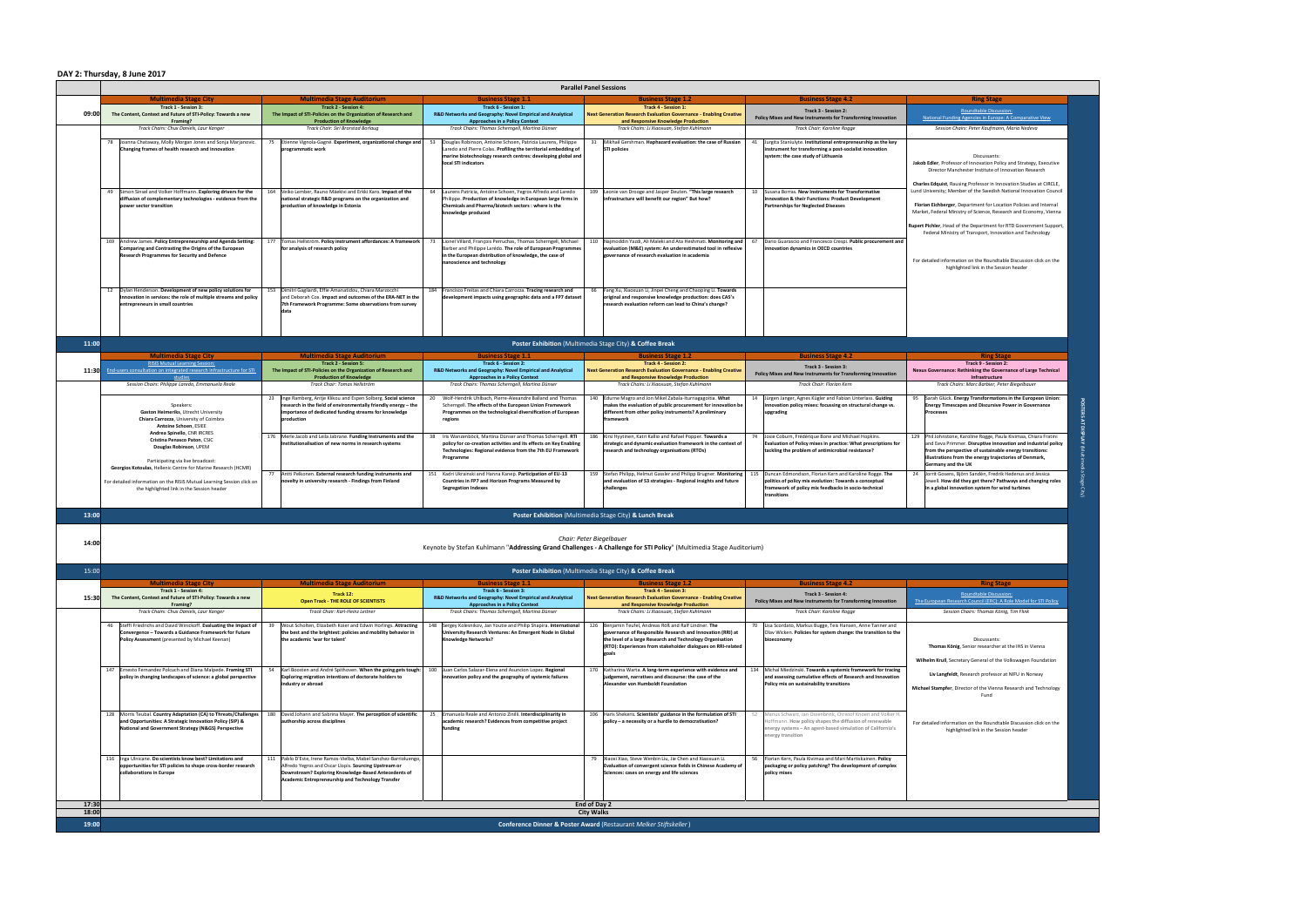## DAY 2: Thursday, 8 June 2017

### Parallel Panel Sessions

| | Multimedia Stage City | Multimedia Stage Auditorium | Business Stage 1.1 | Business Stage 1.2 | Business Stage 4.2 | Ring Stage |
|---|---|---|---|---|---|---|
| 09:00 | **Track 1 - Session 3: The Content, Context and Future of STI-Policy: Towards a new Framing?** *Track Chairs: Chux Daniels, Laur Kanger* | **Track 2 - Session 4: The Impact of STI-Policies on the Organization of Research and Production of Knowledge** *Track Chair: Siri Brorstad Borlaug* | **Track 6 - Session 1: R&D Networks and Geography: Novel Empirical and Analytical Approaches in a Policy Context** *Track Chairs: Thomas Scherngell, Martina Dünser* | **Track 4 - Session 1: Next Generation Research Evaluation Governance - Enabling Creative and Responsive Knowledge Production** *Track Chairs: Li Xiaoxuan, Stefan Kuhlmann* | **Track 3 - Session 2: Policy Mixes and New Instruments for Transforming Innovation** *Track Chair: Karoline Rogge* | **Roundtable Discussion: National Funding Agencies in Europe: A Comparative View** *Session Chairs: Peter Kaufmann, Maria Nedeva* |
| | 78 Joanna Chataway, Molly Morgan Jones and Sonja Marjanovic. **Changing frames of health research and innovation** | 75 Etienne Vignola-Gagné. **Experiment, organizational change and programmatic work** | 53 Douglas Robinson, Antoine Schoen, Patricia Laurens, Philippe Laredo and Pierre Colas. **Profiling the territorial embedding of marine biotechnology research centres: developing global and local STI indicators** | 31 Mikhail Gershman. **Haphazard evaluation: the case of Russian STI policies** | 41 Jurgita Staniulyte. **Institutional entrepreneurship as the key instrument for transforming a post-socialist innovation system: the case study of Lithuania** | Discussants: **Jakob Edler**, Professor of Innovation Policy and Strategy, Executive Director Manchester Institute of Innovation Research; **Charles Edquist**, Rausing Professor in Innovation Studies at CIRCLE, Lund University; Member of the Swedish National Innovation Council; **Florian Eichberger**, Department for Location Policies and Internal Market, Federal Ministry of Science, Research and Economy, Vienna; **Rupert Pichler**, Head of the Department for RTD Government Support, Federal Ministry of Transport, Innovation and Technology. For detailed information on the Roundtable Discussion click on the highlighted link in the Session header |
| | 49 Simon Sinsel and Volker Hoffmann. **Exploring drivers for the diffusion of complementary technologies - evidence from the power sector transition** | 164 Veiko Lember, Rauno Mäekivi and Erkki Karo. **Impact of the national strategic R&D programs on the organization and production of knowledge in Estonia** | 64 Laurens Patricia, Antoine Schoen, Yegros Alfredo and Laredo Philippe. **Production of knowledge in European large firms in Chemicals and Pharma/biotech sectors : where is the knowledge produced** | 109 Leonie van Drooge and Jasper Deuten. **"This large research infrastructure will benefit our region" But how?** | 10 Susana Borrás. **New Instruments for Transformative Innovation & their Functions: Product Development Partnerships for Neglected Diseases** | |
| | 169 Andrew James. **Policy Entrepreneurship and Agenda Setting: Comparing and Contrasting the Origins of the European Research Programmes for Security and Defence** | 177 Tomas Hellström. **Policy instrument affordances: A framework for analysis of research policy** | 73 Lionel Villard, François Perruchas, Thomas Scherngell, Michael Barber and Philippe Larédo. **The role of European Programmes in the European distribution of knowledge, the case of nanoscience and technology** | 110 Najmoddin Yazdi, Ali Maleki and Ata Heshmati. **Monitoring and evaluation (M&E) system: An underestimated tool in reflexive governance of research evaluation in academia** | 67 Dario Guarascio and Francesco Crespi. **Public procurement and innovation dynamics in OECD countries** | |
| | 12 Dylan Henderson. **Development of new policy solutions for innovation in services: the role of multiple streams and policy entrepreneurs in small countries** | 153 Dimitri Gagliardi, Effie Amanatidou, Chiara Marzocchi and Deborah Cox. **Impact and outcomes of the ERA-NET in the 7th Framework Programme: Some observations from survey data** | 184 Francisco Freitas and Chiara Carrozza. **Tracing research and development impacts using geographic data and a FP7 dataset** | 66 Fang Xu, Xiaoxuan Li, Jinpei Cheng and Chaoping Li. **Towards original and responsive knowledge production: does CAS's research evaluation reform can lead to China's change?** | | |
| 11:00 | **Poster Exhibition** (Multimedia Stage City) **& Coffee Break** | | | | | |
| 11:30 | **RISIS Mutual Learning Session: End-users consultation on integrated research infrastructure for STI studies** *Session Chairs: Philippe Laredo, Emmanuela Reale* | **Track 2 - Session 5: The Impact of STI-Policies on the Organization of Research and Production of Knowledge** *Track Chair: Tomas Hellström* | **Track 6 - Session 2: R&D Networks and Geography: Novel Empirical and Analytical Approaches in a Policy Context** *Track Chairs: Thomas Scherngell, Martina Dünser* | **Track 4 - Session 2: Next Generation Research Evaluation Governance - Enabling Creative and Responsive Knowledge Production** *Track Chairs: Li Xiaoxuan, Stefan Kuhlmann* | **Track 3 - Session 3: Policy Mixes and New Instruments for Transforming Innovation** *Track Chair: Florian Kern* | **Track 9 - Session 2: Nexus Governance: Rethinking the Governance of Large Technical Infrastructure** *Track Chairs: Marc Barbier, Peter Biegelbauer* |
| | Speakers: **Gaston Heimeriks**, Utrecht University; **Chiara Carrozza**, University of Coimbra; **Antoine Schoen**, ESIEE; **Andrea Spinello**, CNR IRCRES; **Cristina Penasco Paton**, CSIC; **Douglas Robinson**, UPEM. Participating via live broadcast: **Georgios Kotoulas**, Hellenic Centre for Marine Research (HCMR). For detailed information on the RISIS Mutual Learning Session click on the highlighted link in the Session header | 23 Inge Ramberg, Antje Klitkou and Espen Solberg. **Social science research in the field of environmentally friendly energy – the importance of dedicated funding streams for knowledge production** | 20 Wolf-Hendrik Uhlbach, Pierre-Alexandre Balland and Thomas Scherngell. **The effects of the European Union Framework Programmes on the technological diversification of European regions** | 140 Edurne Magro and Jon Mikel Zabala-Iturriagagoitia. **What makes the evaluation of public procurement for innovation be different from other policy instruments? A preliminary framework** | 14 Jürgen Janger, Agnes Kügler and Fabian Unterlass. **Guiding innovation policy mixes: focussing on structural change vs. upgrading** | 95 Sarah Glück. **Energy Transformations in the European Union: Energy Timescapes and Discursive Power in Governance Processes** |
| | | 176 Merle Jacob and Leila Jabrane. **Funding Instruments and the Institutionalisation of new norms in research systems** | 38 Iris Wanzenböck, Martina Dünser and Thomas Scherngell. **RTI policy for co-creation activities and its effects on Key Enabling Technologies: Regional evidence from the 7th EU Framework Programme** | 186 Kimi Hyytinen, Katri Kallio and Rafael Popper. **Towards a strategic and dynamic evaluation framework in the context of research and technology organisations (RTOs)** | 74 Josie Coburn, Frédérique Bone and Michael Hopkins. **Evaluation of Policy mixes in practice: What prescriptions for tackling the problem of antimicrobial resistance?** | 129 Phil Johnstone, Karoline Rogge, Paula Kivimaa, Chiara Fratini and Eeva Primmer. **Disruptive innovation and industrial policy from the perspective of sustainable energy transitions: illustrations from the energy trajectories of Denmark, Germany and the UK** |
| | | 77 Antti Pelkonen. **External research funding instruments and novelty in university research - Findings from Finland** | 151 Kadri Ukrainski and Hanna Kanep. **Participation of EU-13 Countries in FP7 and Horizon Programs Measured by Segregation Indexes** | 159 Stefan Philipp, Helmut Gassler and Philipp Brugner. **Monitoring and evaluation of S3 strategies - Regional insights and future challenges** | 115 Duncan Edmondson, Florian Kern and Karoline Rogge. **The politics of policy mix evolution: Towards a conceptual framework of policy mix feedbacks in socio-technical transitions** | 24 Jorrit Gosens, Björn Sandén, Fredrik Hedenus and Jessica Jewell. **How did they get there? Pathways and changing roles in a global innovation system for wind turbines** |
| 13:00 | **Poster Exhibition** (Multimedia Stage City) **& Lunch Break** | | | | | |
| 14:00 | *Chair: Peter Biegelbauer* Keynote by Stefan Kuhlmann "**Addressing Grand Challenges - A Challenge for STI Policy**" (Multimedia Stage Auditorium) | | | | | |
| 15:00 | **Poster Exhibition** (Multimedia Stage City) **& Coffee Break** | | | | | |
| 15:30 | **Track 1 - Session 4: The Content, Context and Future of STI-Policy: Towards a new Framing?** *Track Chairs: Chux Daniels, Laur Kanger* | **Track 12: Open Track - THE ROLE OF SCIENTISTS** *Track Chair: Karl-Heinz Leitner* | **Track 6 - Session 3: R&D Networks and Geography: Novel Empirical and Analytical Approaches in a Policy Context** *Track Chairs: Thomas Scherngell, Martina Dünser* | **Track 4 - Session 3: Next Generation Research Evaluation Governance - Enabling Creative and Responsive Knowledge Production** *Track Chairs: Li Xiaoxuan, Stefan Kuhlmann* | **Track 3 - Session 4: Policy Mixes and New Instruments for Transforming Innovation** *Track Chair: Karoline Rogge* | **Roundtable Discussion: The European Research Council (ERC): A Role Model for STI Policy** *Session Chairs: Thomas König, Tim Flink* |
| | 46 Steffi Friedrichs and David Winickoff. **Evaluating the Impact of Convergence – Towards a Guidance Framework for Future Policy Assessment** (presented by Michael Keenan) | 39 Wout Scholten, Elizabeth Koier and Edwin Horlings. **Attracting the best and the brightest: policies and mobility behavior in the academic 'war for talent'** | 148 Sergey Kolesnikov, Jan Youtie and Philip Shapira. **International University Research Ventures: An Emergent Node in Global Knowledge Networks?** | 126 Benjamin Teufel, Andreas Röß and Ralf Lindner. **The governance of Responsible Research and Innovation (RRI) at the level of a large Research and Technology Organisation (RTO): Experiences from stakeholder dialogues on RRI-related goals** | 70 Lisa Scordato, Markus Bugge, Teis Hansen, Anne Tanner and Olav Wicken. **Policies for system change: the transition to the bioeconomy** | Discussants: **Thomas König**, Senior researcher at the IHS in Vienna; **Wilhelm Krull**, Secretary General of the Volkswagen Foundation; **Liv Langfeldt**, Research professor at NIFU in Norway; **Michael Stampfer**, Director of the Vienna Research and Technology Fund. For detailed information on the Roundtable Discussion click on the highlighted link in the Session header |
| | 147 Ernesto Fernandez Polcuch and Diana Malpede. **Framing STI policy in changing landscapes of science: a global perspective** | 54 Karl Boosten and André Spithoven. **When the going gets tough: Exploring migration intentions of doctorate holders to industry or abroad** | 100 Juan Carlos Salazar-Elena and Asuncion Lopez. **Regional innovation policy and the geography of systemic failures** | 170 Katharina Warta. **A long-term experience with evidence and judgement, narratives and discourse: the case of the Alexander von Humboldt Foundation** | 134 Michal Miedzinski. **Towards a systemic framework for tracing and assessing cumulative effects of Research and Innovation Policy mix on sustainability transitions** | |
| | 128 Morris Teubal. **Country Adaptation (CA) to Threats/Challenges and Opportunities: A Strategic Innovation Policy (SIP) & National and Government Strategy (N&GS) Perspective** | 180 David Johann and Sabrina Mayer. **The perception of scientific authorship across disciplines** | 25 Emanuela Reale and Antonio Zinilli. **Interdisciplinarity in academic research? Evidences from competitive project funding** | 106 Haris Shekeris. **Scientists' guidance in the formulation of STI policy – a necessity or a hurdle to democratisation?** | 52 Marius Schwarz, Jan Ossenbrink, Christof Knoeri and Volker H. Hoffmann. **How policy shapes the diffusion of renewable energy systems – An agent-based simulation of California's energy transition** | |
| | 116 Inga Ulnicane. **Do scientists know best? Limitations and opportunities for STI policies to shape cross-border research collaborations in Europe** | 111 Pablo D'Este, Irene Ramos-Vielba, Mabel Sanchez-Barrioluengo, Alfredo Yegros and Oscar Llopis. **Sourcing Upstream or Downstream? Exploring Knowledge-Based Antecedents of Academic Entrepreneurship and Technology Transfer** | | 79 Xiaoxi Xiao, Steve Wenbin Liu, Jie Chen and Xiaoxuan Li. **Evaluation of convergent science fields in Chinese Academy of Sciences: cases on energy and life sciences** | 56 Florian Kern, Paula Kivimaa and Mari Martiskainen. **Policy packaging or policy patching? The development of complex policy mixes** | |
| 17:30 | **End of Day 2** | | | | | |
| 18:00 | **City Walks** | | | | | |
| 19:00 | **Conference Dinner & Poster Award** (Restaurant *Melker Stiftskeller*) | | | | | |

POSTERS AT DISPLAY (Multimedia Stage City)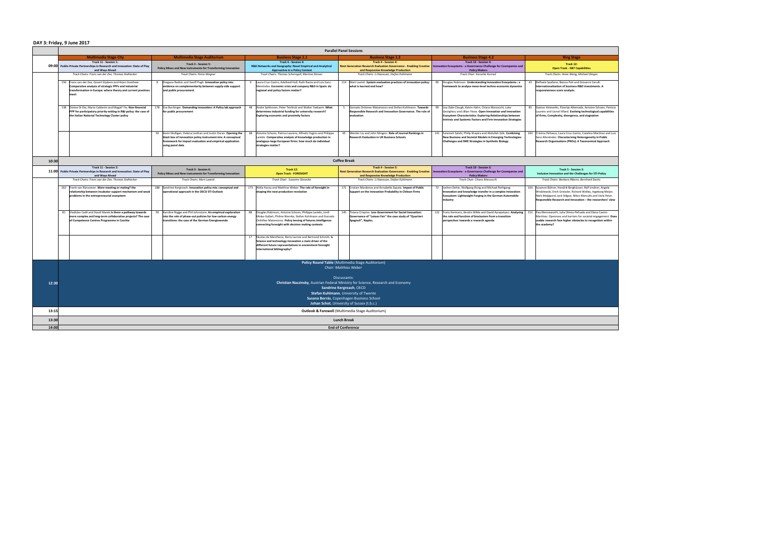## DAY 3: Friday, 9 June 2017

| | Multimedia Stage City | | Multimedia Stage Auditorium | | Business Stage 1.1 | | Business Stage 1.2 | | Business Stage 4.2 | | Ring Stage | |
|---|---|---|---|---|---|---|---|---|---|---|---|---|
| | **Parallel Panel Sessions** | | | | | | | | | | | |
| 09:00 | **Track 11 - Session 1: Public-Private Partnerships in Research and Innovation: State of Play and Ways Ahead** | | **Track 3 - Session 5: Policy Mixes and New Instruments for Transforming Innovation** | | **Track 6 - Session 4: R&D Networks and Geography: Novel Empirical and Analytical Approaches in a Policy Context** | | **Track 4 - Session 4: Next Generation Research Evaluation Governance - Enabling Creative and Responsive Knowledge Production** | | **Track 10 - Session 4: Innovation Ecosystems - a Governance Challenge for Coompanies and Policy Makers** | | **Track 12: Open Track - S&T Capabilities** | |
| | *Track Chairs: Frans van der Zee, Thomas Stahlecker* | | *Track Chairs: Petra Wagner* | | *Track Chairs: Thomas Scherngell, Martina Dünser* | | *Track Chairs: Li Xiaoxuan, Stefan Kuhlmann* | | *Track Chair: Kornelia Konrad* | | *Track Chairs: Anna Wang, Michael Dinges* | |
| | 156 | Frans van der Zee, Govert Gijsbers and Arjen Goetheer. **Comparative analysis of strategic PPPs and industrial transformation in Europe: where theory and current practices meet** | 8 | Dragana Radicic and Geoff Pugh. **Innovation policy mix: evidence on complementarity between supply-side support and public procurement** | 9 | Laura Cruz-Castro, Adelheid Holl, Ruth Rama and Luis Sanz-Menéndez. **Economic crisis and company R&D in Spain: do regional and policy factors matter?** | 114 | Mart Laatsit. **System evaluation practices of innovation policy: what is learned and how?** | 90 | Douglas Robinson. **Understanding Innovation Ecosystems : a framework to analyse meso-level techno-economic dynamics** | 43 | Raffaele Spallone, Bianca Poti and Giovanni Cerulli. **Internationalization of business R&D investments. A responsiveness score analysis.** |
| | 138 | Denise Di Dio, Mario Calderini and Magali' Fia. **Non-financial PPP for participatory priority-setting in R&I policy: the case of the Italian National Technology Cluster policy** | 178 | Eva Buchinger. **Demanding innovation: A Policy lab approach for public procurement** | 48 | Andre Spithoven, Peter Teirlinck and Walter Ysebaert. **What determines industrial funding for university research? Exploring economic and proximity factors** | 5 | Gonzalo Ordonez-Matamoros and Stefan Kuhlmann. **Towards Responsible Research and Innovation Governance. The role of evaluation** | 99 | Lisa Dale-Clough, Katrin Hahn, Chiara Marzocchi, Luke Georghiou and Jillian Yeow. **Open Innovation and Innovation Ecosystem Characteristics: Exploring Relationships between Intrinsic and Systemic Factors and Firm Innovation Strategies** | 85 | Gaston Heimeriks, Floortje Alkemade, Antoine Schoen, Patricia Laurens and Lionel Villard. **Evolving technological capabilities of firms; Complexity, divergence, and stagnation** |
| | | | 50 | Kevin Mulligan, Helena Lenihan and Justin Doran. **Opening the black box of innovation policy instrument mix: A conceptual framework for impact evaluation and empirical application using panel data** | 68 | Antoine Schoen, Patrica Laurens, Alfredo Yegros and Philippe Larédo. **Comparative analysis of knowledge production in analogous large European firms: how much do individual strategies matter?** | 65 | Wenbin Liu and John Mingers. **Role of Journal Rankings in Research Evaluation in UK Business Schools** | 141 | Fatemeh Salehi, Philip Shapira and Abdullah Gök. **Combining New Business and Societal Models in Emerging Technologies: Challenges and SME Strategies in Synthetic Biology** | 183 | Cristina Peñasco, Laura Cruz-Castro, Catalina Martinez and Luis Sanz-Menéndez. **Characterising Heterogeneity in Public Research Organisations (PROs): A Taxonomical Approach** |
| 10:30 | **Coffee Break** | | | | | | | | | | | |
| 11:00 | **Track 11 - Session 2: Public-Private Partnerships in Research and Innovation: State of Play and Ways Ahead** | | **Track 3 - Session 6: Policy Mixes and New Instruments for Transforming Innovation** | | **Track 12: Open Track - FORESIGHT** | | **Track 4 - Session 5: Next Generation Research Evaluation Governance - Enabling Creative and Responsive Knowledge Production** | | **Track 10 - Session 5: Innovation Ecosystems - a Governance Challenge for Coompanies and Policy Makers** | | **Track 5 - Session 3: Inclusive Innovation and the Challenges for STI-Policy** | |
| | *Track Chairs: Frans van der Zee, Thomas Stahlecker* | | *Track Chairs: Mart Laatsit* | | *Track Chair: Susanne Giesecke* | | *Track Chairs: Li Xiaoxuan, Stefan Kuhlmann* | | *Track Chair: Chiara Marzocchi* | | *Track Chairs: Barbara Ribeiro, Bernhard Dachs* | |
| | 162 | Frank van Rijnsoever. **More meeting or mating? the relationship between incubator support mechanism and weak problems in the entrepreneurial ecosystem** | 188 | Sandrine Kergroach. **Innovation policy mix: conceptual and operational approach in the OECD STI Outlook** | 173 | Attila Havas and Matthias Weber. **The role of foresight in shaping the next production revolution** | 171 | Cristian Mardones and Annabella Zapata. **Impact of Public Support on the Innovation Probability in Chilean Firms** | 72 | Jochen Dehio, Wolfgang Dürig and Michael Rothgang. **Innovation and knowledge transfer in a complex innovation Ecosystem: Lightweight Forging in the German Automobile Industry** | 103 | Susanne Bührer, Hendrik Berghäuser, Ralf Lindner, Angela Wroblewski, Erich Griessler, Richard Wolley, Ingeborg Meijer, Niels Mejlgaard, Jack Stilgoe, Nikos Maroulis and Viola Peter. **Responsible Research and Innovation – the researchers' view** |
| | 81 | Vladislav Čadil and David Marek. **Is there a pathway towards more complex and long-term collaborative projects? The case of Competence Centres Programme in Czechia** | 59 | Karoline Rogge and Phil Johnstone. **An empirical exploration into the role of phase-out policies for low-carbon energy transitions: the case of the German Energiewende** | 88 | Douglas Robinson, Antoine Schoen, Philippe Larédo, Jordi Molas-Gallart, Philine Warnke, Stefan Kuhlmann and Gonzalo Ordóñez-Matamoros. **Policy lensing of futures intelligence: connecting foresight with decision making contexts** | 145 | Tiziana Crispino. **Less Government for Social Innovation: Governance of "Laissez Faire" the case study of "Quartieri Spagnoli", Naples.** | 122 | Frans Hermans, Kerstin Wilde and David Ayrapetyan. **Analysing the role and function of bioclusters from a transition perspective: towards a research agenda** | 152 | Paul Benneworth, Julia Olmos-Peñuela and Elena Castro-Martínez. Openness and barriers for societal engagement. **Does usable research face higher obstacles to recognition within the academy?** |
| | | | | | 17 | Nicolas de Menthiere, Denis Lacroix and Bertrand Schmitt. **Is Science and technology innovation a main driver of the different future representations in envionment foresight international bibliography?** | | | | | | |
| 12:30 | **Policy Round Table** (Multimedia Stage Auditorium)<br>*Chair: Matthias Weber*<br>Discussants:<br>**Christian Naczinsky**, Austrian Federal Ministry for Science, Research and Economy<br>**Sandrine Kergroach**, OECD<br>**Stefan Kuhlmann**, University of Twente<br>**Susana Borrás**, Copenhagen Business School<br>**Johan Schot**, University of Sussex (t.b.c.) | | | | | | | | | | | |
| 13:15 | **Outlook & Farewell** (Multimedia Stage Auditorium) | | | | | | | | | | | |
| 13:30 | **Lunch Break** | | | | | | | | | | | |
| 14:00 | **End of Conference** | | | | | | | | | | | |